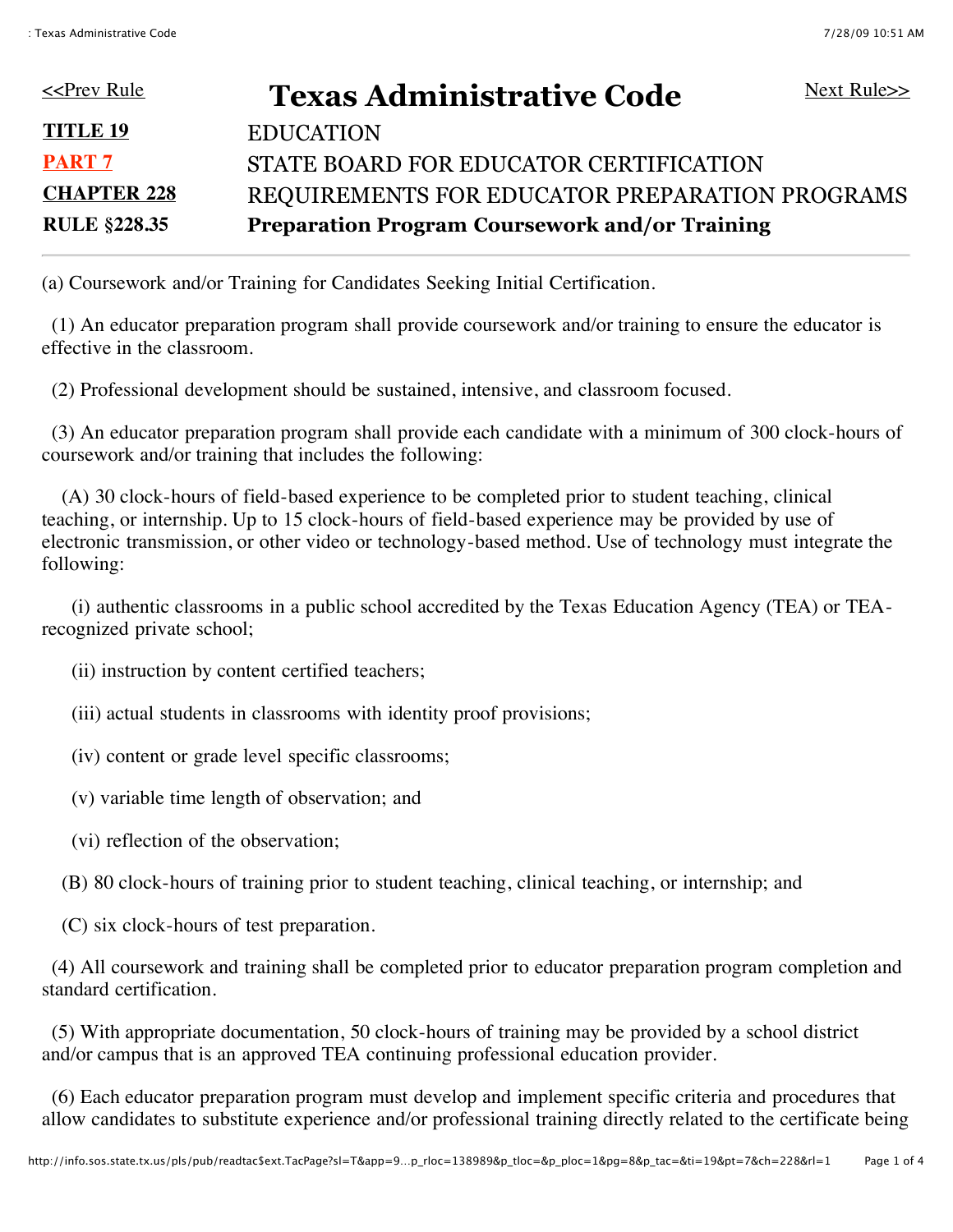<<Prev Rule | **Texas Administrative Code** | Next Rule>>

| | |
|---|---|
| **TITLE 19** | EDUCATION |
| **PART 7** | STATE BOARD FOR EDUCATOR CERTIFICATION |
| **CHAPTER 228** | REQUIREMENTS FOR EDUCATOR PREPARATION PROGRAMS |
| **RULE §228.35** | **Preparation Program Coursework and/or Training** |

---

(a) Coursework and/or Training for Candidates Seeking Initial Certification.

(1) An educator preparation program shall provide coursework and/or training to ensure the educator is effective in the classroom.

(2) Professional development should be sustained, intensive, and classroom focused.

(3) An educator preparation program shall provide each candidate with a minimum of 300 clock-hours of coursework and/or training that includes the following:

(A) 30 clock-hours of field-based experience to be completed prior to student teaching, clinical teaching, or internship. Up to 15 clock-hours of field-based experience may be provided by use of electronic transmission, or other video or technology-based method. Use of technology must integrate the following:

(i) authentic classrooms in a public school accredited by the Texas Education Agency (TEA) or TEA-recognized private school;

(ii) instruction by content certified teachers;

(iii) actual students in classrooms with identity proof provisions;

(iv) content or grade level specific classrooms;

(v) variable time length of observation; and

(vi) reflection of the observation;

(B) 80 clock-hours of training prior to student teaching, clinical teaching, or internship; and

(C) six clock-hours of test preparation.

(4) All coursework and training shall be completed prior to educator preparation program completion and standard certification.

(5) With appropriate documentation, 50 clock-hours of training may be provided by a school district and/or campus that is an approved TEA continuing professional education provider.

(6) Each educator preparation program must develop and implement specific criteria and procedures that allow candidates to substitute experience and/or professional training directly related to the certificate being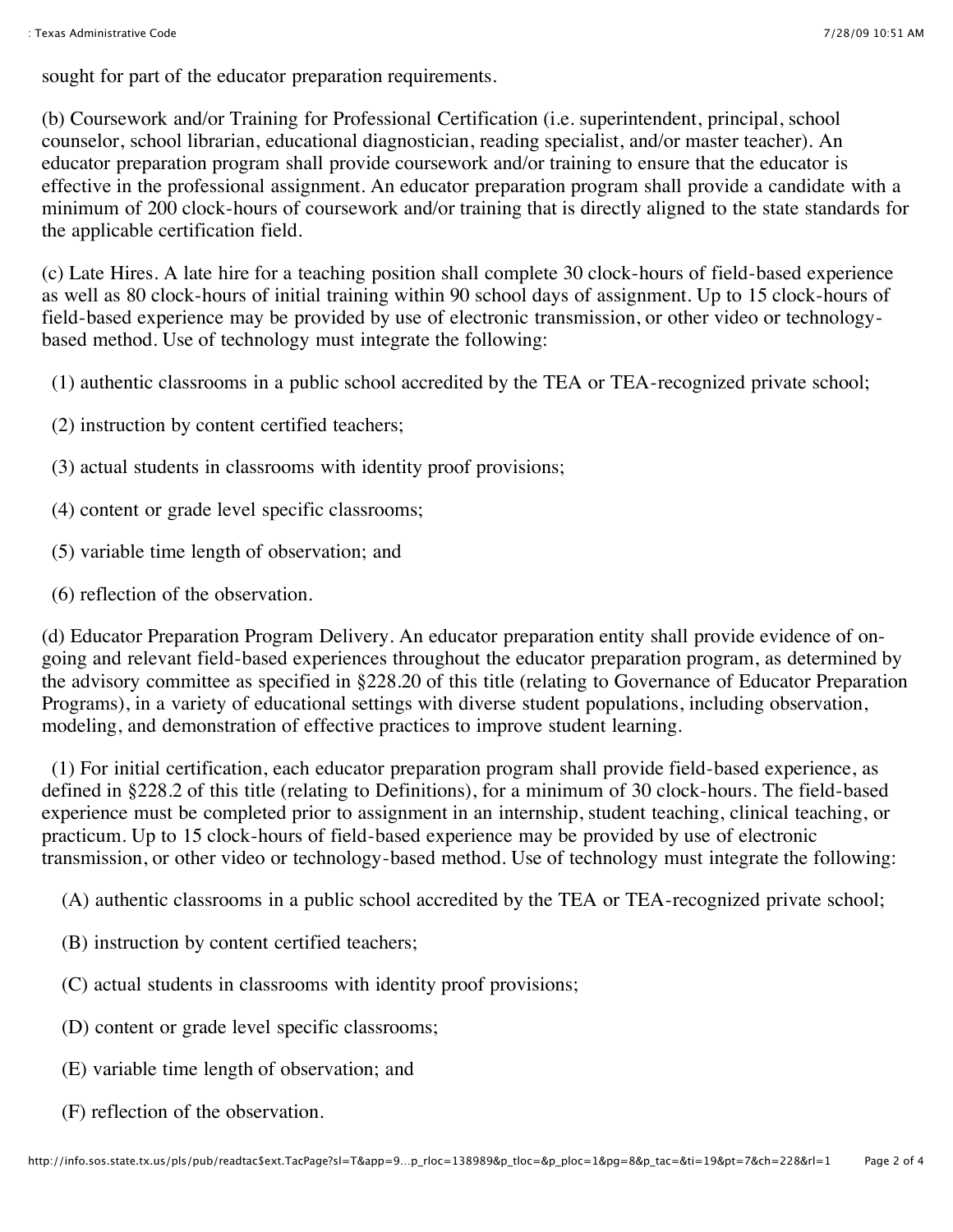sought for part of the educator preparation requirements.

(b) Coursework and/or Training for Professional Certification (i.e. superintendent, principal, school counselor, school librarian, educational diagnostician, reading specialist, and/or master teacher). An educator preparation program shall provide coursework and/or training to ensure that the educator is effective in the professional assignment. An educator preparation program shall provide a candidate with a minimum of 200 clock-hours of coursework and/or training that is directly aligned to the state standards for the applicable certification field.

(c) Late Hires. A late hire for a teaching position shall complete 30 clock-hours of field-based experience as well as 80 clock-hours of initial training within 90 school days of assignment. Up to 15 clock-hours of field-based experience may be provided by use of electronic transmission, or other video or technology-based method. Use of technology must integrate the following:

(1) authentic classrooms in a public school accredited by the TEA or TEA-recognized private school;

(2) instruction by content certified teachers;

(3) actual students in classrooms with identity proof provisions;

(4) content or grade level specific classrooms;

(5) variable time length of observation; and

(6) reflection of the observation.

(d) Educator Preparation Program Delivery. An educator preparation entity shall provide evidence of on-going and relevant field-based experiences throughout the educator preparation program, as determined by the advisory committee as specified in §228.20 of this title (relating to Governance of Educator Preparation Programs), in a variety of educational settings with diverse student populations, including observation, modeling, and demonstration of effective practices to improve student learning.

(1) For initial certification, each educator preparation program shall provide field-based experience, as defined in §228.2 of this title (relating to Definitions), for a minimum of 30 clock-hours. The field-based experience must be completed prior to assignment in an internship, student teaching, clinical teaching, or practicum. Up to 15 clock-hours of field-based experience may be provided by use of electronic transmission, or other video or technology-based method. Use of technology must integrate the following:

(A) authentic classrooms in a public school accredited by the TEA or TEA-recognized private school;

(B) instruction by content certified teachers;

(C) actual students in classrooms with identity proof provisions;

(D) content or grade level specific classrooms;

(E) variable time length of observation; and

(F) reflection of the observation.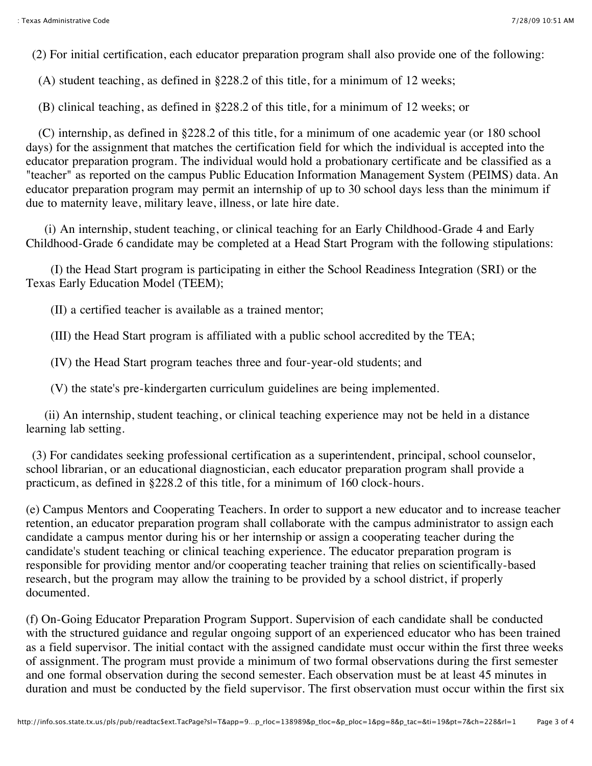(2) For initial certification, each educator preparation program shall also provide one of the following:

(A) student teaching, as defined in §228.2 of this title, for a minimum of 12 weeks;

(B) clinical teaching, as defined in §228.2 of this title, for a minimum of 12 weeks; or

(C) internship, as defined in §228.2 of this title, for a minimum of one academic year (or 180 school days) for the assignment that matches the certification field for which the individual is accepted into the educator preparation program. The individual would hold a probationary certificate and be classified as a "teacher" as reported on the campus Public Education Information Management System (PEIMS) data. An educator preparation program may permit an internship of up to 30 school days less than the minimum if due to maternity leave, military leave, illness, or late hire date.

(i) An internship, student teaching, or clinical teaching for an Early Childhood-Grade 4 and Early Childhood-Grade 6 candidate may be completed at a Head Start Program with the following stipulations:

(I) the Head Start program is participating in either the School Readiness Integration (SRI) or the Texas Early Education Model (TEEM);

(II) a certified teacher is available as a trained mentor;

(III) the Head Start program is affiliated with a public school accredited by the TEA;

(IV) the Head Start program teaches three and four-year-old students; and

(V) the state's pre-kindergarten curriculum guidelines are being implemented.

(ii) An internship, student teaching, or clinical teaching experience may not be held in a distance learning lab setting.

(3) For candidates seeking professional certification as a superintendent, principal, school counselor, school librarian, or an educational diagnostician, each educator preparation program shall provide a practicum, as defined in §228.2 of this title, for a minimum of 160 clock-hours.

(e) Campus Mentors and Cooperating Teachers. In order to support a new educator and to increase teacher retention, an educator preparation program shall collaborate with the campus administrator to assign each candidate a campus mentor during his or her internship or assign a cooperating teacher during the candidate's student teaching or clinical teaching experience. The educator preparation program is responsible for providing mentor and/or cooperating teacher training that relies on scientifically-based research, but the program may allow the training to be provided by a school district, if properly documented.

(f) On-Going Educator Preparation Program Support. Supervision of each candidate shall be conducted with the structured guidance and regular ongoing support of an experienced educator who has been trained as a field supervisor. The initial contact with the assigned candidate must occur within the first three weeks of assignment. The program must provide a minimum of two formal observations during the first semester and one formal observation during the second semester. Each observation must be at least 45 minutes in duration and must be conducted by the field supervisor. The first observation must occur within the first six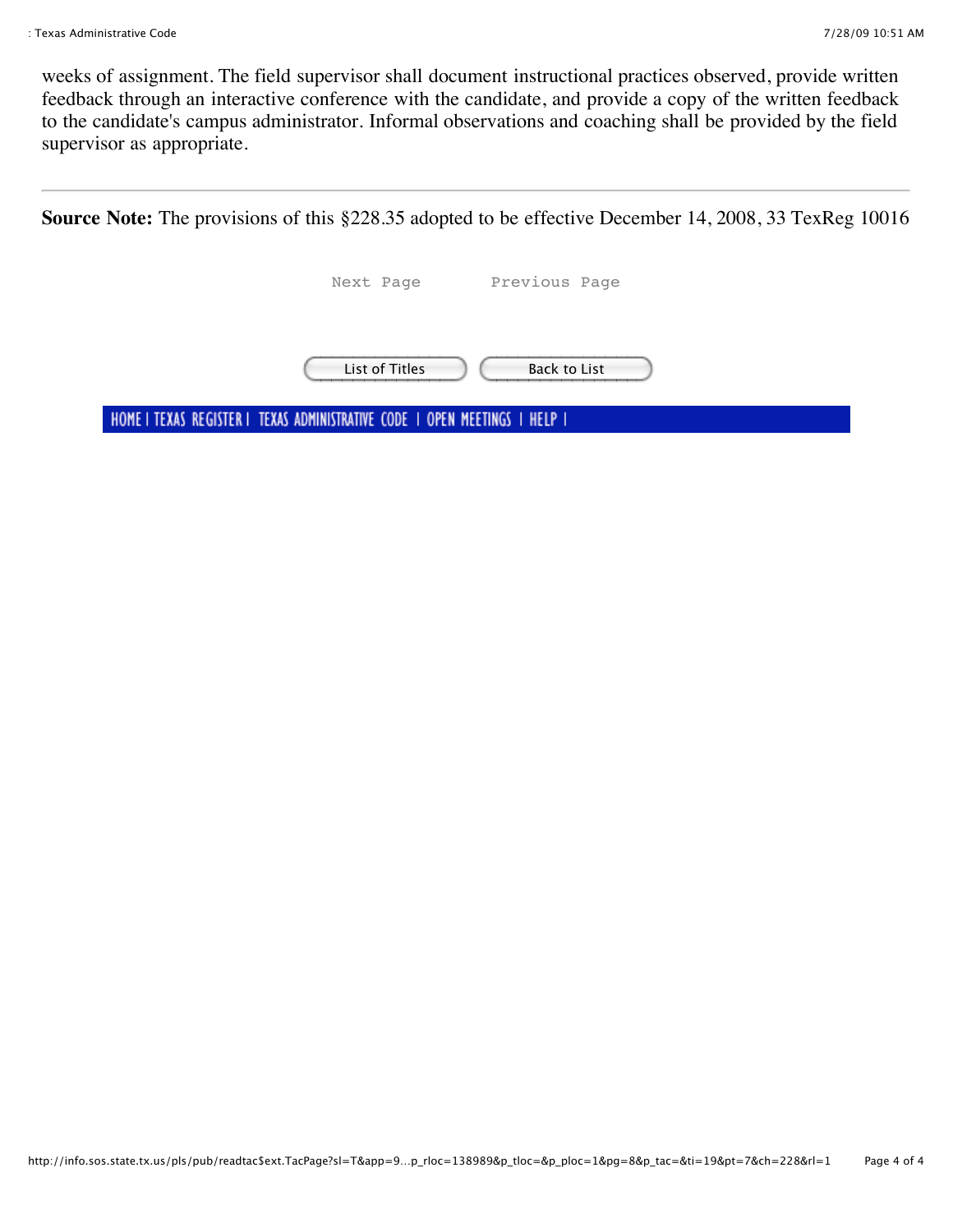weeks of assignment. The field supervisor shall document instructional practices observed, provide written feedback through an interactive conference with the candidate, and provide a copy of the written feedback to the candidate's campus administrator. Informal observations and coaching shall be provided by the field supervisor as appropriate.

---

**Source Note:** The provisions of this §228.35 adopted to be effective December 14, 2008, 33 TexReg 10016

Next Page Previous Page

List of Titles Back to List

HOME | TEXAS REGISTER | TEXAS ADMINISTRATIVE CODE | OPEN MEETINGS | HELP |